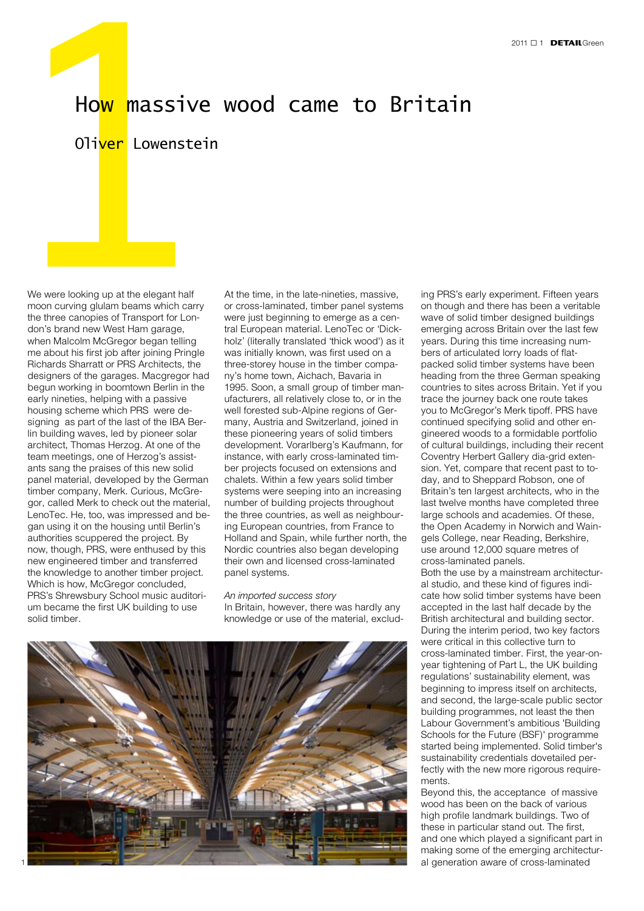# How massive wood came to Britain

## Oliver Lowenstein

We were looking up at the elegant half moon curving glulam beams which carry the three canopies of Transport for London's brand new West Ham garage, when Malcolm McGregor began telling me about his first job after joining Pringle Richards Sharratt or PRS Architects, the designers of the garages. Macgregor had begun working in boomtown Berlin in the early nineties, helping with a passive housing scheme which PRS were designing as part of the last of the IBA Berlin building waves, led by pioneer solar architect, Thomas Herzog. At one of the team meetings, one of Herzog's assistants sang the praises of this new solid panel material, developed by the German timber company, Merk. Curious, McGregor, called Merk to check out the material, LenoTec. He, too, was impressed and began using it on the housing until Berlin's authorities scuppered the project. By now, though, PRS, were enthused by this new engineered timber and transferred the knowledge to another timber project. Which is how, McGregor concluded, PRS's Shrewsbury School music auditorium became the first UK building to use solid timber.

At the time, in the late-nineties, massive, or cross-laminated, timber panel systems were just beginning to emerge as a central European material. LenoTec or 'Dickholz' (literally translated 'thick wood') as it was initially known, was first used on a three-storey house in the timber company's home town, Aichach, Bavaria in 1995. Soon, a small group of timber manufacturers, all relatively close to, or in the well forested sub-Alpine regions of Germany, Austria and Switzerland, joined in these pioneering years of solid timbers development. Vorarlberg's Kaufmann, for instance, with early cross-laminated timber projects focused on extensions and chalets. Within a few years solid timber systems were seeping into an increasing number of building projects throughout the three countries, as well as neighbouring European countries, from France to Holland and Spain, while further north, the Nordic countries also began developing their own and licensed cross-laminated panel systems.

*An imported success story*

In Britain, however, there was hardly any knowledge or use of the material, excluding PRS's early experiment. Fifteen years on though and there has been a veritable wave of solid timber designed buildings emerging across Britain over the last few years. During this time increasing numbers of articulated lorry loads of flat-packed solid timber systems have been heading from the three German speaking countries to sites across Britain. Yet if you trace the journey back one route takes you to McGregor's Merk tipoff. PRS have continued specifying solid and other engineered woods to a formidable portfolio of cultural buildings, including their recent Coventry Herbert Gallery dia-grid extension. Yet, compare that recent past to today, and to Sheppard Robson, one of Britain's ten largest architects, who in the last twelve months have completed three large schools and academies. Of these, the Open Academy in Norwich and Waingels College, near Reading, Berkshire, use around 12,000 square metres of cross-laminated panels.

Both the use by a mainstream architectural studio, and these kind of figures indicate how solid timber systems have been accepted in the last half decade by the British architectural and building sector. During the interim period, two key factors were critical in this collective turn to cross-laminated timber. First, the year-on-year tightening of Part L, the UK building regulations' sustainability element, was beginning to impress itself on architects, and second, the large-scale public sector building programmes, not least the then Labour Government's ambitious 'Building Schools for the Future (BSF)' programme started being implemented. Solid timber's sustainability credentials dovetailed perfectly with the new more rigorous requirements.

Beyond this, the acceptance of massive wood has been on the back of various high profile landmark buildings. Two of these in particular stand out. The first, and one which played a significant part in making some of the emerging architectural generation aware of cross-laminated

1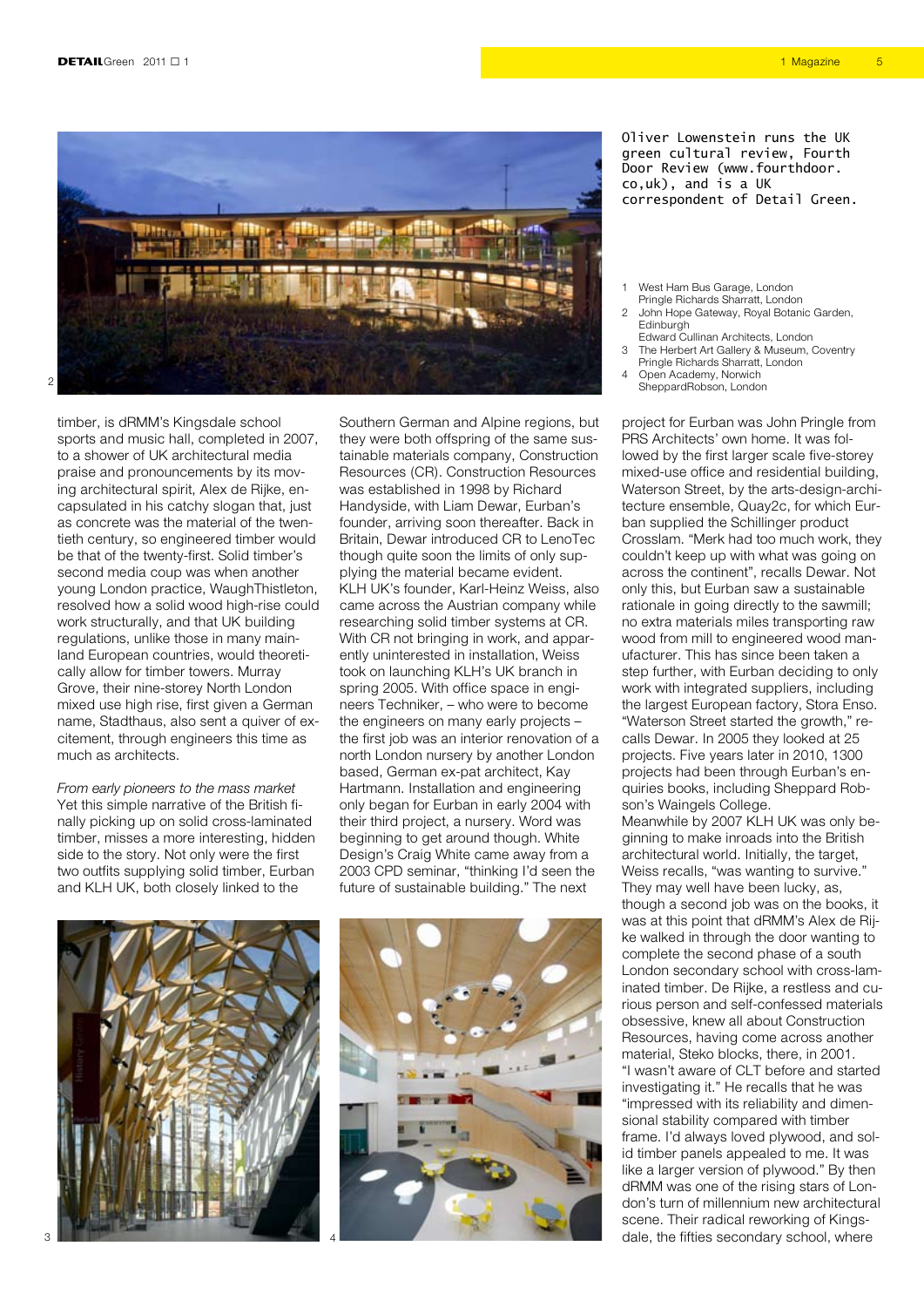Oliver Lowenstein runs the UK green cultural review, Fourth Door Review (www.fourthdoor.co,uk), and is a UK correspondent of Detail Green.

1 West Ham Bus Garage, London
Pringle Richards Sharratt, London
2 John Hope Gateway, Royal Botanic Garden, Edinburgh
Edward Cullinan Architects, London
3 The Herbert Art Gallery & Museum, Coventry
Pringle Richards Sharratt, London
4 Open Academy, Norwich
SheppardRobson, London

timber, is dRMM's Kingsdale school sports and music hall, completed in 2007, to a shower of UK architectural media praise and pronouncements by its moving architectural spirit, Alex de Rijke, encapsulated in his catchy slogan that, just as concrete was the material of the twentieth century, so engineered timber would be that of the twenty-first. Solid timber's second media coup was when another young London practice, WaughThistleton, resolved how a solid wood high-rise could work structurally, and that UK building regulations, unlike those in many mainland European countries, would theoretically allow for timber towers. Murray Grove, their nine-storey North London mixed use high rise, first given a German name, Stadthaus, also sent a quiver of excitement, through engineers this time as much as architects.

*From early pioneers to the mass market*
Yet this simple narrative of the British finally picking up on solid cross-laminated timber, misses a more interesting, hidden side to the story. Not only were the first two outfits supplying solid timber, Eurban and KLH UK, both closely linked to the Southern German and Alpine regions, but they were both offspring of the same sustainable materials company, Construction Resources (CR). Construction Resources was established in 1998 by Richard Handyside, with Liam Dewar, Eurban's founder, arriving soon thereafter. Back in Britain, Dewar introduced CR to LenoTec though quite soon the limits of only supplying the material became evident. KLH UK's founder, Karl-Heinz Weiss, also came across the Austrian company while researching solid timber systems at CR. With CR not bringing in work, and apparently uninterested in installation, Weiss took on launching KLH's UK branch in spring 2005. With office space in engineers Techniker, – who were to become the engineers on many early projects – the first job was an interior renovation of a north London nursery by another London based, German ex-pat architect, Kay Hartmann. Installation and engineering only began for Eurban in early 2004 with their third project, a nursery. Word was beginning to get around though. White Design's Craig White came away from a 2003 CPD seminar, "thinking I'd seen the future of sustainable building." The next project for Eurban was John Pringle from PRS Architects' own home. It was followed by the first larger scale five-storey mixed-use office and residential building, Waterson Street, by the arts-design-architecture ensemble, Quay2c, for which Eurban supplied the Schillinger product Crosslam. "Merk had too much work, they couldn't keep up with what was going on across the continent", recalls Dewar. Not only this, but Eurban saw a sustainable rationale in going directly to the sawmill; no extra materials miles transporting raw wood from mill to engineered wood manufacturer. This has since been taken a step further, with Eurban deciding to only work with integrated suppliers, including the largest European factory, Stora Enso. "Waterson Street started the growth," recalls Dewar. In 2005 they looked at 25 projects. Five years later in 2010, 1300 projects had been through Eurban's enquiries books, including Sheppard Robson's Waingels College.
Meanwhile by 2007 KLH UK was only beginning to make inroads into the British architectural world. Initially, the target, Weiss recalls, "was wanting to survive." They may well have been lucky, as, though a second job was on the books, it was at this point that dRMM's Alex de Rijke walked in through the door wanting to complete the second phase of a south London secondary school with cross-laminated timber. De Rijke, a restless and curious person and self-confessed materials obsessive, knew all about Construction Resources, having come across another material, Steko blocks, there, in 2001. "I wasn't aware of CLT before and started investigating it." He recalls that he was "impressed with its reliability and dimensional stability compared with timber frame. I'd always loved plywood, and solid timber panels appealed to me. It was like a larger version of plywood." By then dRMM was one of the rising stars of London's turn of millennium new architectural scene. Their radical reworking of Kingsdale, the fifties secondary school, where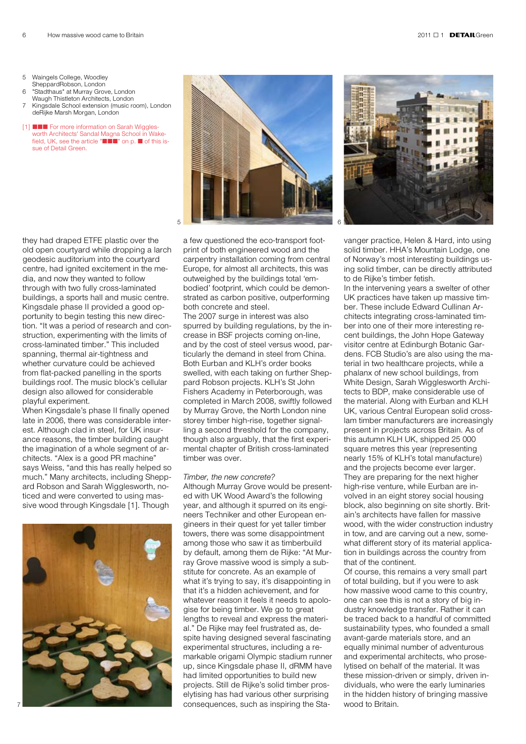5 Waingels College, Woodley
SheppardRobson, London
6 "Stadthaus" at Murray Grove, London
Waugh Thistleton Architects, London
7 Kingsdale School extension (music room), London
deRijke Marsh Morgan, London

[1] ■■■ For more information on Sarah Wigglesworth Architects' Sandal Magna School in Wakefield, UK, see the article "■■■" on p. ■ of this issue of Detail Green.

they had draped ETFE plastic over the old open courtyard while dropping a larch geodesic auditorium into the courtyard centre, had ignited excitement in the media, and now they wanted to follow through with two fully cross-laminated buildings, a sports hall and music centre. Kingsdale phase II provided a good opportunity to begin testing this new direction. "It was a period of research and construction, experimenting with the limits of cross-laminated timber." This included spanning, thermal air-tightness and whether curvature could be achieved from flat-packed panelling in the sports buildings roof. The music block's cellular design also allowed for considerable playful experiment.
When Kingsdale's phase II finally opened late in 2006, there was considerable interest. Although clad in steel, for UK insurance reasons, the timber building caught the imagination of a whole segment of architects. "Alex is a good PR machine" says Weiss, "and this has really helped so much." Many architects, including Sheppard Robson and Sarah Wigglesworth, noticed and were converted to using massive wood through Kingsdale [1]. Though a few questioned the eco-transport footprint of both engineered wood and the carpentry installation coming from central Europe, for almost all architects, this was outweighed by the buildings total 'embodied' footprint, which could be demonstrated as carbon positive, outperforming both concrete and steel.
The 2007 surge in interest was also spurred by building regulations, by the increase in BSF projects coming on-line, and by the cost of steel versus wood, particularly the demand in steel from China. Both Eurban and KLH's order books swelled, with each taking on further Sheppard Robson projects. KLH's St John Fishers Academy in Peterborough, was completed in March 2008, swiftly followed by Murray Grove, the North London nine storey timber high-rise, together signalling a second threshold for the company, though also arguably, that the first experimental chapter of British cross-laminated timber was over.

*Timber, the new concrete?*

Although Murray Grove would be presented with UK Wood Award's the following year, and although it spurred on its engineers Techniker and other European engineers in their quest for yet taller timber towers, there was some disappointment among those who saw it as timberbuild by default, among them de Rijke: "At Murray Grove massive wood is simply a substitute for concrete. As an example of what it's trying to say, it's disappointing in that it's a hidden achievement, and for whatever reason it feels it needs to apologise for being timber. We go to great lengths to reveal and express the material." De Rijke may feel frustrated as, despite having designed several fascinating experimental structures, including a remarkable origami Olympic stadium runner up, since Kingsdale phase II, dRMM have had limited opportunities to build new projects. Still de Rijke's solid timber proselytising has had various other surprising consequences, such as inspiring the Stavanger practice, Helen & Hard, into using solid timber. HHA's Mountain Lodge, one of Norway's most interesting buildings using solid timber, can be directly attributed to de Rijke's timber fetish.
In the intervening years a swelter of other UK practices have taken up massive timber. These include Edward Cullinan Architects integrating cross-laminated timber into one of their more interesting recent buildings, the John Hope Gateway visitor centre at Edinburgh Botanic Gardens. FCB Studio's are also using the material in two healthcare projects, while a phalanx of new school buildings, from White Design, Sarah Wigglesworth Architects to BDP, make considerable use of the material. Along with Eurban and KLH UK, various Central European solid cross-lam timber manufacturers are increasingly present in projects across Britain. As of this autumn KLH UK, shipped 25 000 square metres this year (representing nearly 15% of KLH's total manufacture) and the projects become ever larger. They are preparing for the next higher high-rise venture, while Eurban are involved in an eight storey social housing block, also beginning on site shortly. Britain's architects have fallen for massive wood, with the wider construction industry in tow, and are carving out a new, somewhat different story of its material application in buildings across the country from that of the continent.
Of course, this remains a very small part of total building, but if you were to ask how massive wood came to this country, one can see this is not a story of big industry knowledge transfer. Rather it can be traced back to a handful of committed sustainability types, who founded a small avant-garde materials store, and an equally minimal number of adventurous and experimental architects, who proselytised on behalf of the material. It was these mission-driven or simply, driven individuals, who were the early luminaries in the hidden history of bringing massive wood to Britain.